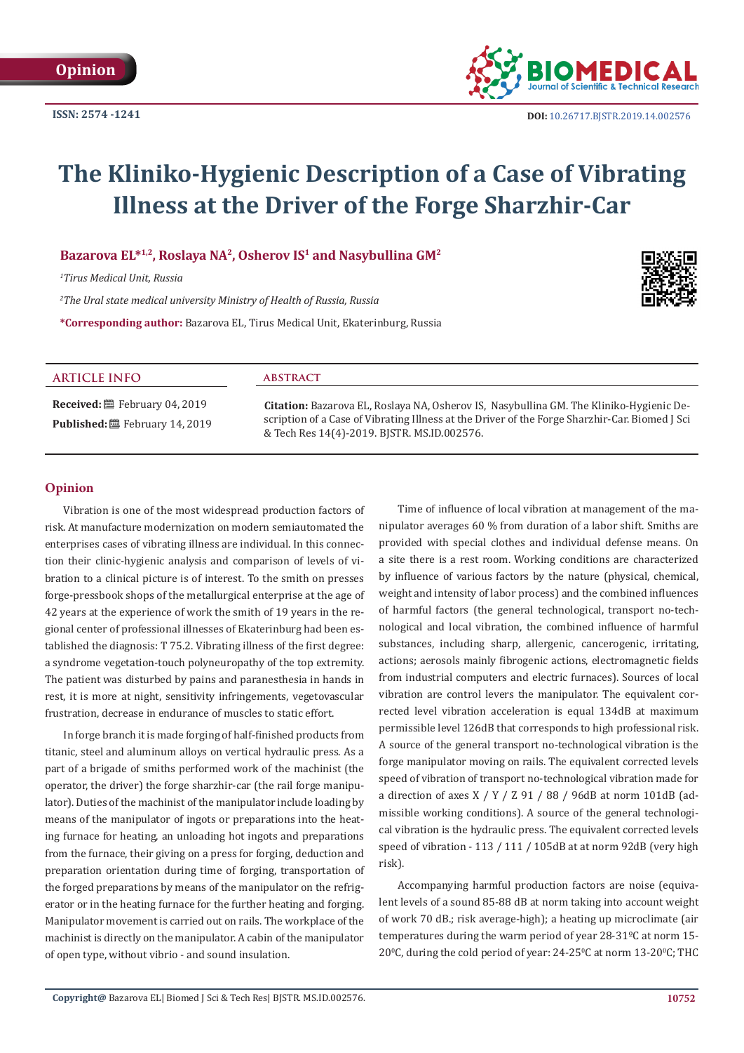Opinion

ISSN: 2574 -1241

DOI: 10.26717.BJSTR.2019.14.002576

# The Kliniko-Hygienic Description of a Case of Vibrating Illness at the Driver of the Forge Sharzhir-Car

**Bazarova EL*[1,2], Roslaya NA[2], Osherov IS[1] and Nasybullina GM[2]**

*[1]Tirus Medical Unit, Russia*

*[2]The Ural state medical university Ministry of Health of Russia, Russia*

**\*Corresponding author:** Bazarova EL, Tirus Medical Unit, Ekaterinburg, Russia

## ARTICLE INFO

**Received:** February 04, 2019

**Published:** February 14, 2019

## ABSTRACT

**Citation:** Bazarova EL, Roslaya NA, Osherov IS, Nasybullina GM. The Kliniko-Hygienic Description of a Case of Vibrating Illness at the Driver of the Forge Sharzhir-Car. Biomed J Sci & Tech Res 14(4)-2019. BJSTR. MS.ID.002576.

## Opinion

Vibration is one of the most widespread production factors of risk. At manufacture modernization on modern semiautomated the enterprises cases of vibrating illness are individual. In this connection their clinic-hygienic analysis and comparison of levels of vibration to a clinical picture is of interest. To the smith on presses forge-pressbook shops of the metallurgical enterprise at the age of 42 years at the experience of work the smith of 19 years in the regional center of professional illnesses of Ekaterinburg had been established the diagnosis: T 75.2. Vibrating illness of the first degree: a syndrome vegetation-touch polyneuropathy of the top extremity. The patient was disturbed by pains and paranesthesia in hands in rest, it is more at night, sensitivity infringements, vegetovascular frustration, decrease in endurance of muscles to static effort.

In forge branch it is made forging of half-finished products from titanic, steel and aluminum alloys on vertical hydraulic press. As a part of a brigade of smiths performed work of the machinist (the operator, the driver) the forge sharzhir-car (the rail forge manipulator). Duties of the machinist of the manipulator include loading by means of the manipulator of ingots or preparations into the heating furnace for heating, an unloading hot ingots and preparations from the furnace, their giving on a press for forging, deduction and preparation orientation during time of forging, transportation of the forged preparations by means of the manipulator on the refrigerator or in the heating furnace for the further heating and forging. Manipulator movement is carried out on rails. The workplace of the machinist is directly on the manipulator. A cabin of the manipulator of open type, without vibrio - and sound insulation.

Time of influence of local vibration at management of the manipulator averages 60 % from duration of a labor shift. Smiths are provided with special clothes and individual defense means. On a site there is a rest room. Working conditions are characterized by influence of various factors by the nature (physical, chemical, weight and intensity of labor process) and the combined influences of harmful factors (the general technological, transport no-technological and local vibration, the combined influence of harmful substances, including sharp, allergenic, cancerogenic, irritating, actions; aerosols mainly fibrogenic actions, electromagnetic fields from industrial computers and electric furnaces). Sources of local vibration are control levers the manipulator. The equivalent corrected level vibration acceleration is equal 134dB at maximum permissible level 126dB that corresponds to high professional risk. A source of the general transport no-technological vibration is the forge manipulator moving on rails. The equivalent corrected levels speed of vibration of transport no-technological vibration made for a direction of axes X / Y / Z 91 / 88 / 96dB at norm 101dB (admissible working conditions). A source of the general technological vibration is the hydraulic press. The equivalent corrected levels speed of vibration - 113 / 111 / 105dB at at norm 92dB (very high risk).

Accompanying harmful production factors are noise (equivalent levels of a sound 85-88 dB at norm taking into account weight of work 70 dB.; risk average-high); a heating up microclimate (air temperatures during the warm period of year 28-31ºC at norm 15-20$^0$C, during the cold period of year: 24-25$^0$C at norm 13-20$^0$C; THC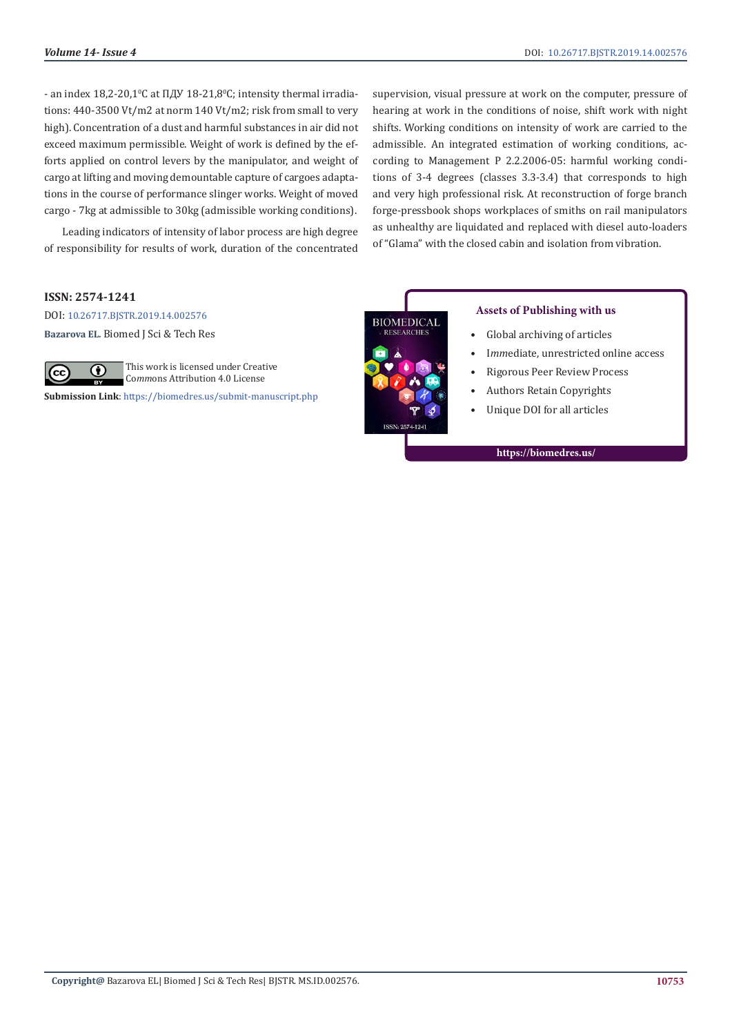- an index 18,2-20,1$^0$C at ПДУ 18-21,8$^0$C; intensity thermal irradiations: 440-3500 Vt/m2 at norm 140 Vt/m2; risk from small to very high). Concentration of a dust and harmful substances in air did not exceed maximum permissible. Weight of work is defined by the efforts applied on control levers by the manipulator, and weight of cargo at lifting and moving demountable capture of cargoes adaptations in the course of performance slinger works. Weight of moved cargo - 7kg at admissible to 30kg (admissible working conditions).

Leading indicators of intensity of labor process are high degree of responsibility for results of work, duration of the concentrated supervision, visual pressure at work on the computer, pressure of hearing at work in the conditions of noise, shift work with night shifts. Working conditions on intensity of work are carried to the admissible. An integrated estimation of working conditions, according to Management P 2.2.2006-05: harmful working conditions of 3-4 degrees (classes 3.3-3.4) that corresponds to high and very high professional risk. At reconstruction of forge branch forge-pressbook shops workplaces of smiths on rail manipulators as unhealthy are liquidated and replaced with diesel auto-loaders of "Glama" with the closed cabin and isolation from vibration.

**ISSN: 2574-1241**

DOI: 10.26717.BJSTR.2019.14.002576

**Bazarova EL.** Biomed J Sci & Tech Res

This work is licensed under Creative Commons Attribution 4.0 License

**Submission Link**: https://biomedres.us/submit-manuscript.php

**Assets of Publishing with us**

- Global archiving of articles
- Immediate, unrestricted online access
- Rigorous Peer Review Process
- Authors Retain Copyrights
- Unique DOI for all articles

https://biomedres.us/